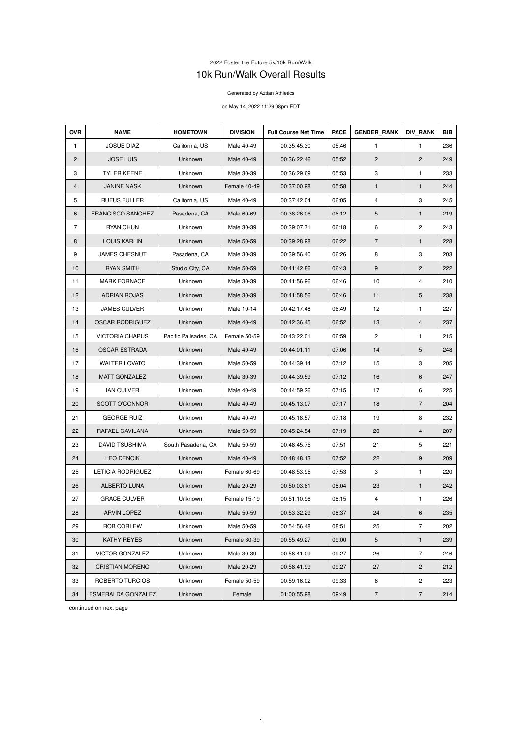2022 Foster the Future 5k/10k Run/Walk

# 10k Run/Walk Overall Results

Generated by Aztlan Athletics

on May 14, 2022 11:29:08pm EDT

| OVR | NAME | HOMETOWN | DIVISION | Full Course Net Time | PACE | GENDER_RANK | DIV_RANK | BIB |
|---|---|---|---|---|---|---|---|---|
| 1 | JOSUE DIAZ | California, US | Male 40-49 | 00:35:45.30 | 05:46 | 1 | 1 | 236 |
| 2 | JOSE LUIS | Unknown | Male 40-49 | 00:36:22.46 | 05:52 | 2 | 2 | 249 |
| 3 | TYLER KEENE | Unknown | Male 30-39 | 00:36:29.69 | 05:53 | 3 | 1 | 233 |
| 4 | JANINE NASK | Unknown | Female 40-49 | 00:37:00.98 | 05:58 | 1 | 1 | 244 |
| 5 | RUFUS FULLER | California, US | Male 40-49 | 00:37:42.04 | 06:05 | 4 | 3 | 245 |
| 6 | FRANCISCO SANCHEZ | Pasadena, CA | Male 60-69 | 00:38:26.06 | 06:12 | 5 | 1 | 219 |
| 7 | RYAN CHUN | Unknown | Male 30-39 | 00:39:07.71 | 06:18 | 6 | 2 | 243 |
| 8 | LOUIS KARLIN | Unknown | Male 50-59 | 00:39:28.98 | 06:22 | 7 | 1 | 228 |
| 9 | JAMES CHESNUT | Pasadena, CA | Male 30-39 | 00:39:56.40 | 06:26 | 8 | 3 | 203 |
| 10 | RYAN SMITH | Studio City, CA | Male 50-59 | 00:41:42.86 | 06:43 | 9 | 2 | 222 |
| 11 | MARK FORNACE | Unknown | Male 30-39 | 00:41:56.96 | 06:46 | 10 | 4 | 210 |
| 12 | ADRIAN ROJAS | Unknown | Male 30-39 | 00:41:58.56 | 06:46 | 11 | 5 | 238 |
| 13 | JAMES CULVER | Unknown | Male 10-14 | 00:42:17.48 | 06:49 | 12 | 1 | 227 |
| 14 | OSCAR RODRIGUEZ | Unknown | Male 40-49 | 00:42:36.45 | 06:52 | 13 | 4 | 237 |
| 15 | VICTORIA CHAPUS | Pacific Palisades, CA | Female 50-59 | 00:43:22.01 | 06:59 | 2 | 1 | 215 |
| 16 | OSCAR ESTRADA | Unknown | Male 40-49 | 00:44:01.11 | 07:06 | 14 | 5 | 248 |
| 17 | WALTER LOVATO | Unknown | Male 50-59 | 00:44:39.14 | 07:12 | 15 | 3 | 205 |
| 18 | MATT GONZALEZ | Unknown | Male 30-39 | 00:44:39.59 | 07:12 | 16 | 6 | 247 |
| 19 | IAN CULVER | Unknown | Male 40-49 | 00:44:59.26 | 07:15 | 17 | 6 | 225 |
| 20 | SCOTT O'CONNOR | Unknown | Male 40-49 | 00:45:13.07 | 07:17 | 18 | 7 | 204 |
| 21 | GEORGE RUIZ | Unknown | Male 40-49 | 00:45:18.57 | 07:18 | 19 | 8 | 232 |
| 22 | RAFAEL GAVILANA | Unknown | Male 50-59 | 00:45:24.54 | 07:19 | 20 | 4 | 207 |
| 23 | DAVID TSUSHIMA | South Pasadena, CA | Male 50-59 | 00:48:45.75 | 07:51 | 21 | 5 | 221 |
| 24 | LEO DENCIK | Unknown | Male 40-49 | 00:48:48.13 | 07:52 | 22 | 9 | 209 |
| 25 | LETICIA RODRIGUEZ | Unknown | Female 60-69 | 00:48:53.95 | 07:53 | 3 | 1 | 220 |
| 26 | ALBERTO LUNA | Unknown | Male 20-29 | 00:50:03.61 | 08:04 | 23 | 1 | 242 |
| 27 | GRACE CULVER | Unknown | Female 15-19 | 00:51:10.96 | 08:15 | 4 | 1 | 226 |
| 28 | ARVIN LOPEZ | Unknown | Male 50-59 | 00:53:32.29 | 08:37 | 24 | 6 | 235 |
| 29 | ROB CORLEW | Unknown | Male 50-59 | 00:54:56.48 | 08:51 | 25 | 7 | 202 |
| 30 | KATHY REYES | Unknown | Female 30-39 | 00:55:49.27 | 09:00 | 5 | 1 | 239 |
| 31 | VICTOR GONZALEZ | Unknown | Male 30-39 | 00:58:41.09 | 09:27 | 26 | 7 | 246 |
| 32 | CRISTIAN MORENO | Unknown | Male 20-29 | 00:58:41.99 | 09:27 | 27 | 2 | 212 |
| 33 | ROBERTO TURCIOS | Unknown | Female 50-59 | 00:59:16.02 | 09:33 | 6 | 2 | 223 |
| 34 | ESMERALDA GONZALEZ | Unknown | Female | 01:00:55.98 | 09:49 | 7 | 7 | 214 |

continued on next page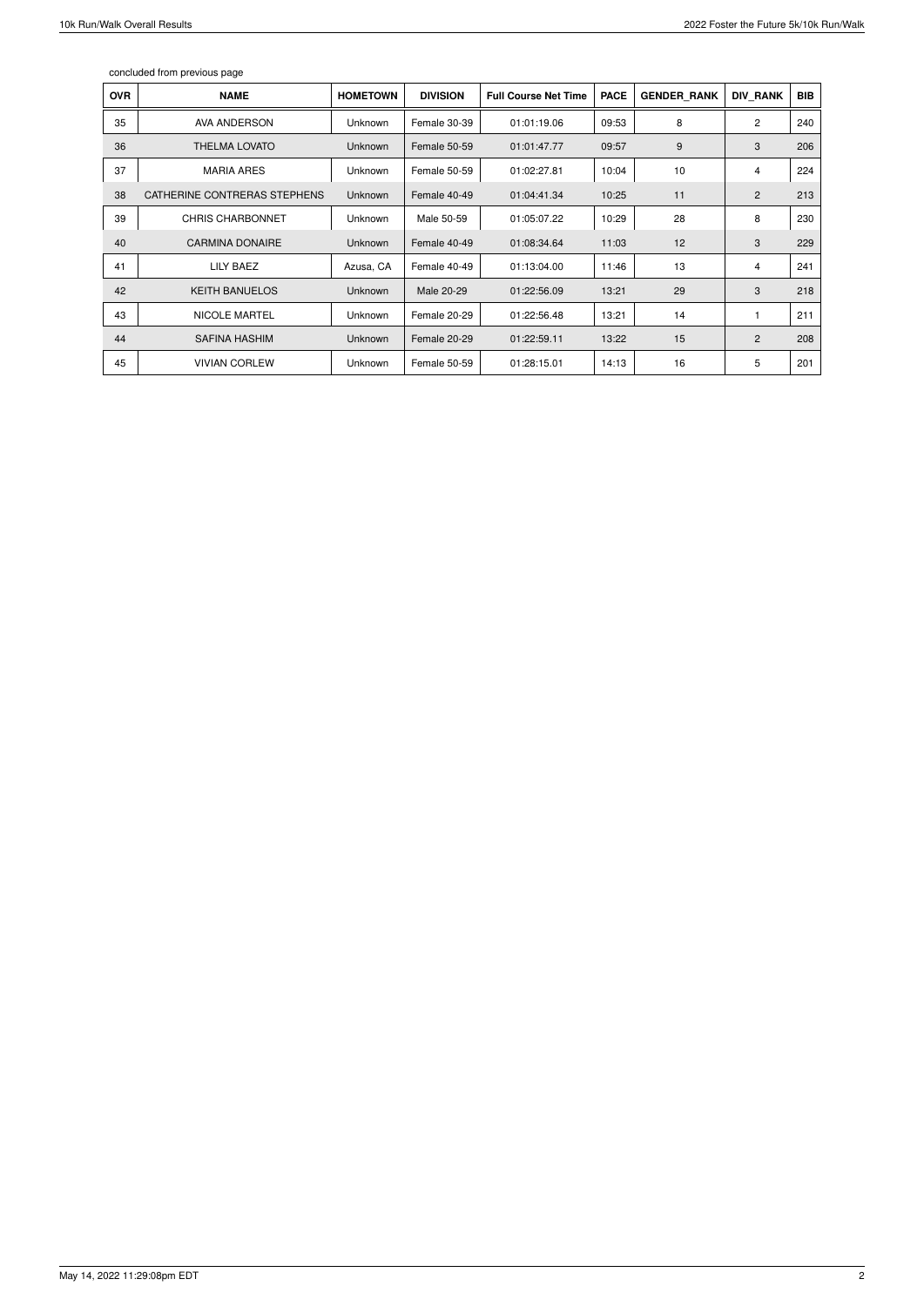concluded from previous page

| OVR | NAME | HOMETOWN | DIVISION | Full Course Net Time | PACE | GENDER_RANK | DIV_RANK | BIB |
|---|---|---|---|---|---|---|---|---|
| 35 | AVA ANDERSON | Unknown | Female 30-39 | 01:01:19.06 | 09:53 | 8 | 2 | 240 |
| 36 | THELMA LOVATO | Unknown | Female 50-59 | 01:01:47.77 | 09:57 | 9 | 3 | 206 |
| 37 | MARIA ARES | Unknown | Female 50-59 | 01:02:27.81 | 10:04 | 10 | 4 | 224 |
| 38 | CATHERINE CONTRERAS STEPHENS | Unknown | Female 40-49 | 01:04:41.34 | 10:25 | 11 | 2 | 213 |
| 39 | CHRIS CHARBONNET | Unknown | Male 50-59 | 01:05:07.22 | 10:29 | 28 | 8 | 230 |
| 40 | CARMINA DONAIRE | Unknown | Female 40-49 | 01:08:34.64 | 11:03 | 12 | 3 | 229 |
| 41 | LILY BAEZ | Azusa, CA | Female 40-49 | 01:13:04.00 | 11:46 | 13 | 4 | 241 |
| 42 | KEITH BANUELOS | Unknown | Male 20-29 | 01:22:56.09 | 13:21 | 29 | 3 | 218 |
| 43 | NICOLE MARTEL | Unknown | Female 20-29 | 01:22:56.48 | 13:21 | 14 | 1 | 211 |
| 44 | SAFINA HASHIM | Unknown | Female 20-29 | 01:22:59.11 | 13:22 | 15 | 2 | 208 |
| 45 | VIVIAN CORLEW | Unknown | Female 50-59 | 01:28:15.01 | 14:13 | 16 | 5 | 201 |

May 14, 2022 11:29:08pm EDT